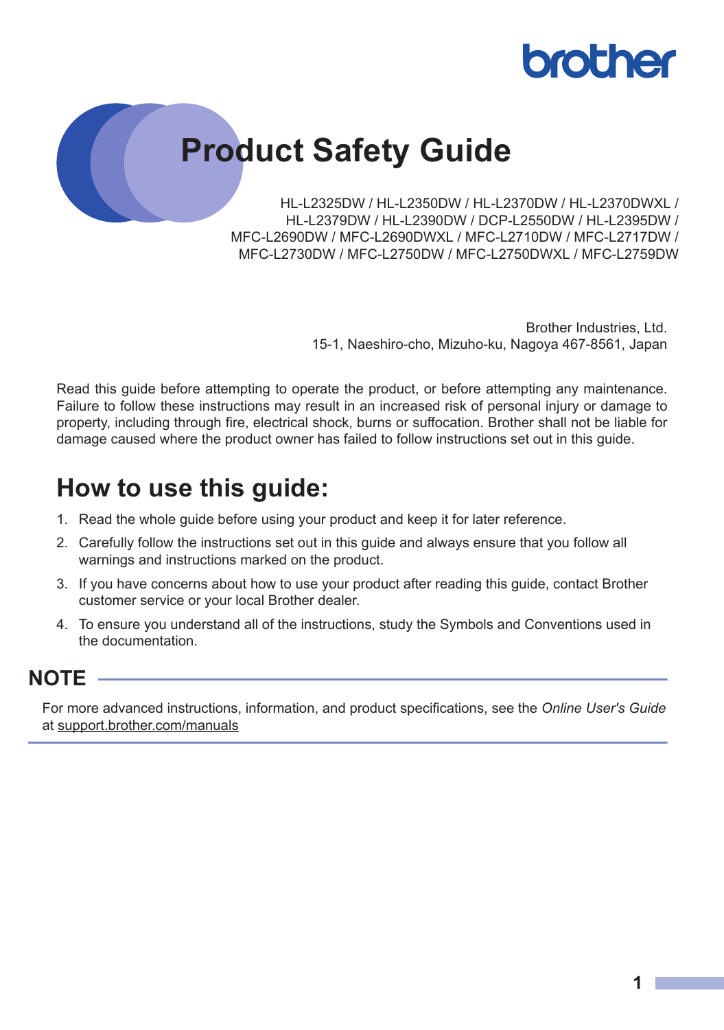brother

# Product Safety Guide

HL-L2325DW / HL-L2350DW / HL-L2370DW / HL-L2370DWXL / HL-L2379DW / HL-L2390DW / DCP-L2550DW / HL-L2395DW / MFC-L2690DW / MFC-L2690DWXL / MFC-L2710DW / MFC-L2717DW / MFC-L2730DW / MFC-L2750DW / MFC-L2750DWXL / MFC-L2759DW

Brother Industries, Ltd.
15-1, Naeshiro-cho, Mizuho-ku, Nagoya 467-8561, Japan

Read this guide before attempting to operate the product, or before attempting any maintenance. Failure to follow these instructions may result in an increased risk of personal injury or damage to property, including through fire, electrical shock, burns or suffocation. Brother shall not be liable for damage caused where the product owner has failed to follow instructions set out in this guide.

## How to use this guide:

1. Read the whole guide before using your product and keep it for later reference.
2. Carefully follow the instructions set out in this guide and always ensure that you follow all warnings and instructions marked on the product.
3. If you have concerns about how to use your product after reading this guide, contact Brother customer service or your local Brother dealer.
4. To ensure you understand all of the instructions, study the Symbols and Conventions used in the documentation.

### NOTE

For more advanced instructions, information, and product specifications, see the *Online User's Guide* at support.brother.com/manuals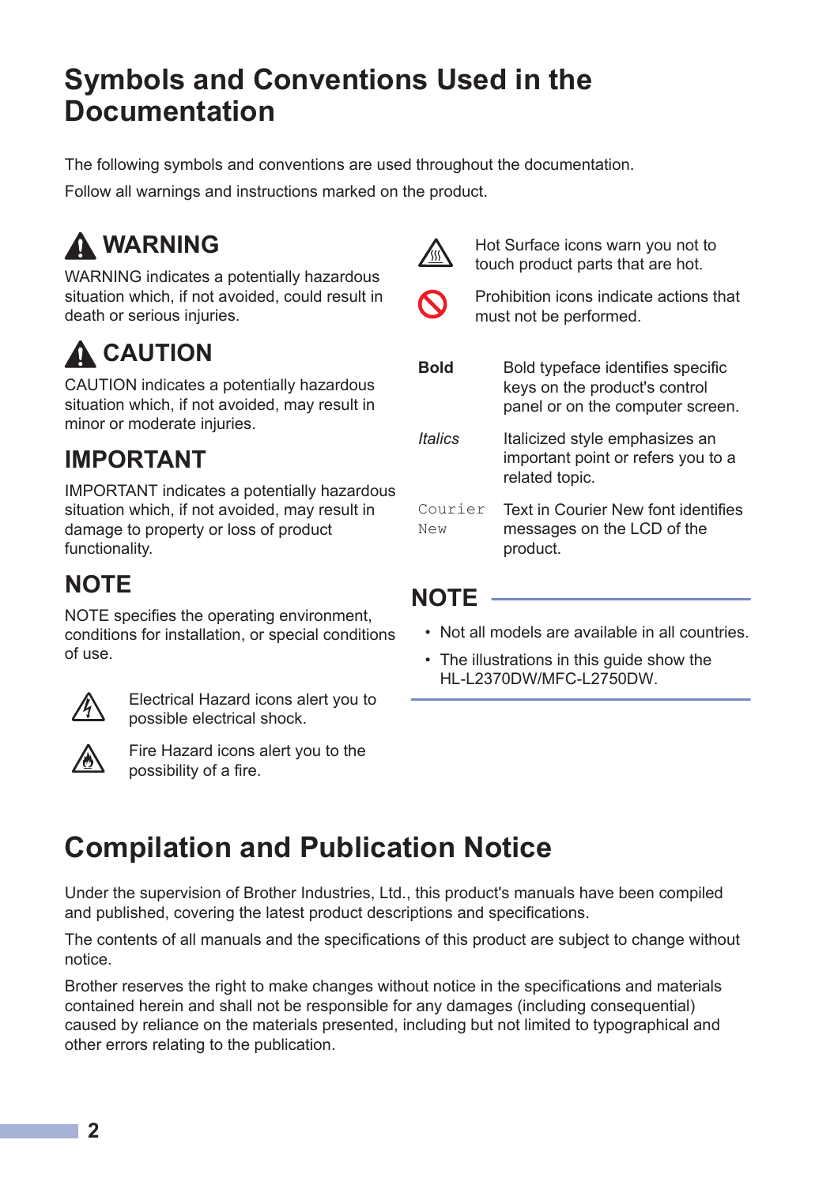# Symbols and Conventions Used in the Documentation

The following symbols and conventions are used throughout the documentation.

Follow all warnings and instructions marked on the product.

## WARNING

WARNING indicates a potentially hazardous situation which, if not avoided, could result in death or serious injuries.

## CAUTION

CAUTION indicates a potentially hazardous situation which, if not avoided, may result in minor or moderate injuries.

## IMPORTANT

IMPORTANT indicates a potentially hazardous situation which, if not avoided, may result in damage to property or loss of product functionality.

## NOTE

NOTE specifies the operating environment, conditions for installation, or special conditions of use.

Electrical Hazard icons alert you to possible electrical shock.

Fire Hazard icons alert you to the possibility of a fire.

Hot Surface icons warn you not to touch product parts that are hot.

Prohibition icons indicate actions that must not be performed.

| | |
|---|---|
| **Bold** | Bold typeface identifies specific keys on the product's control panel or on the computer screen. |
| *Italics* | Italicized style emphasizes an important point or refers you to a related topic. |
| `Courier New` | Text in Courier New font identifies messages on the LCD of the product. |

## NOTE

- Not all models are available in all countries.
- The illustrations in this guide show the HL-L2370DW/MFC-L2750DW.

# Compilation and Publication Notice

Under the supervision of Brother Industries, Ltd., this product's manuals have been compiled and published, covering the latest product descriptions and specifications.

The contents of all manuals and the specifications of this product are subject to change without notice.

Brother reserves the right to make changes without notice in the specifications and materials contained herein and shall not be responsible for any damages (including consequential) caused by reliance on the materials presented, including but not limited to typographical and other errors relating to the publication.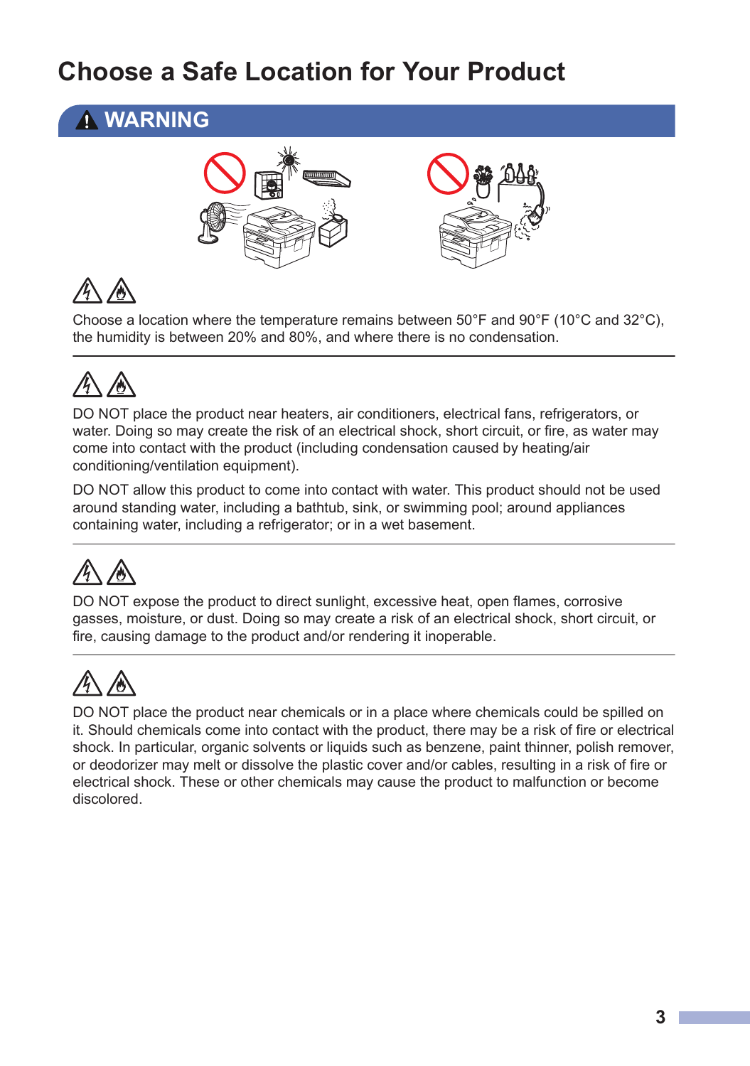# Choose a Safe Location for Your Product

## ⚠ WARNING

Choose a location where the temperature remains between 50°F and 90°F (10°C and 32°C), the humidity is between 20% and 80%, and where there is no condensation.

---

DO NOT place the product near heaters, air conditioners, electrical fans, refrigerators, or water. Doing so may create the risk of an electrical shock, short circuit, or fire, as water may come into contact with the product (including condensation caused by heating/air conditioning/ventilation equipment).

DO NOT allow this product to come into contact with water. This product should not be used around standing water, including a bathtub, sink, or swimming pool; around appliances containing water, including a refrigerator; or in a wet basement.

---

DO NOT expose the product to direct sunlight, excessive heat, open flames, corrosive gasses, moisture, or dust. Doing so may create a risk of an electrical shock, short circuit, or fire, causing damage to the product and/or rendering it inoperable.

---

DO NOT place the product near chemicals or in a place where chemicals could be spilled on it. Should chemicals come into contact with the product, there may be a risk of fire or electrical shock. In particular, organic solvents or liquids such as benzene, paint thinner, polish remover, or deodorizer may melt or dissolve the plastic cover and/or cables, resulting in a risk of fire or electrical shock. These or other chemicals may cause the product to malfunction or become discolored.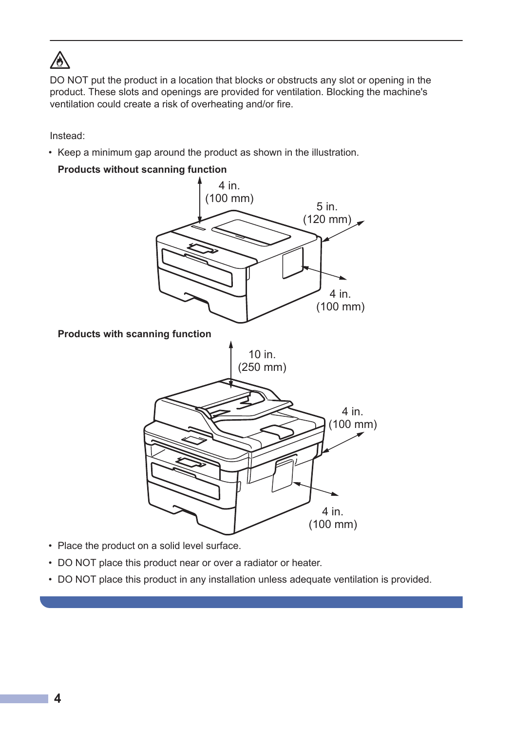DO NOT put the product in a location that blocks or obstructs any slot or opening in the product. These slots and openings are provided for ventilation. Blocking the machine's ventilation could create a risk of overheating and/or fire.

Instead:

- Keep a minimum gap around the product as shown in the illustration.

**Products without scanning function**

4 in. (100 mm)

5 in. (120 mm)

4 in. (100 mm)

**Products with scanning function**

10 in. (250 mm)

4 in. (100 mm)

4 in. (100 mm)

- Place the product on a solid level surface.
- DO NOT place this product near or over a radiator or heater.
- DO NOT place this product in any installation unless adequate ventilation is provided.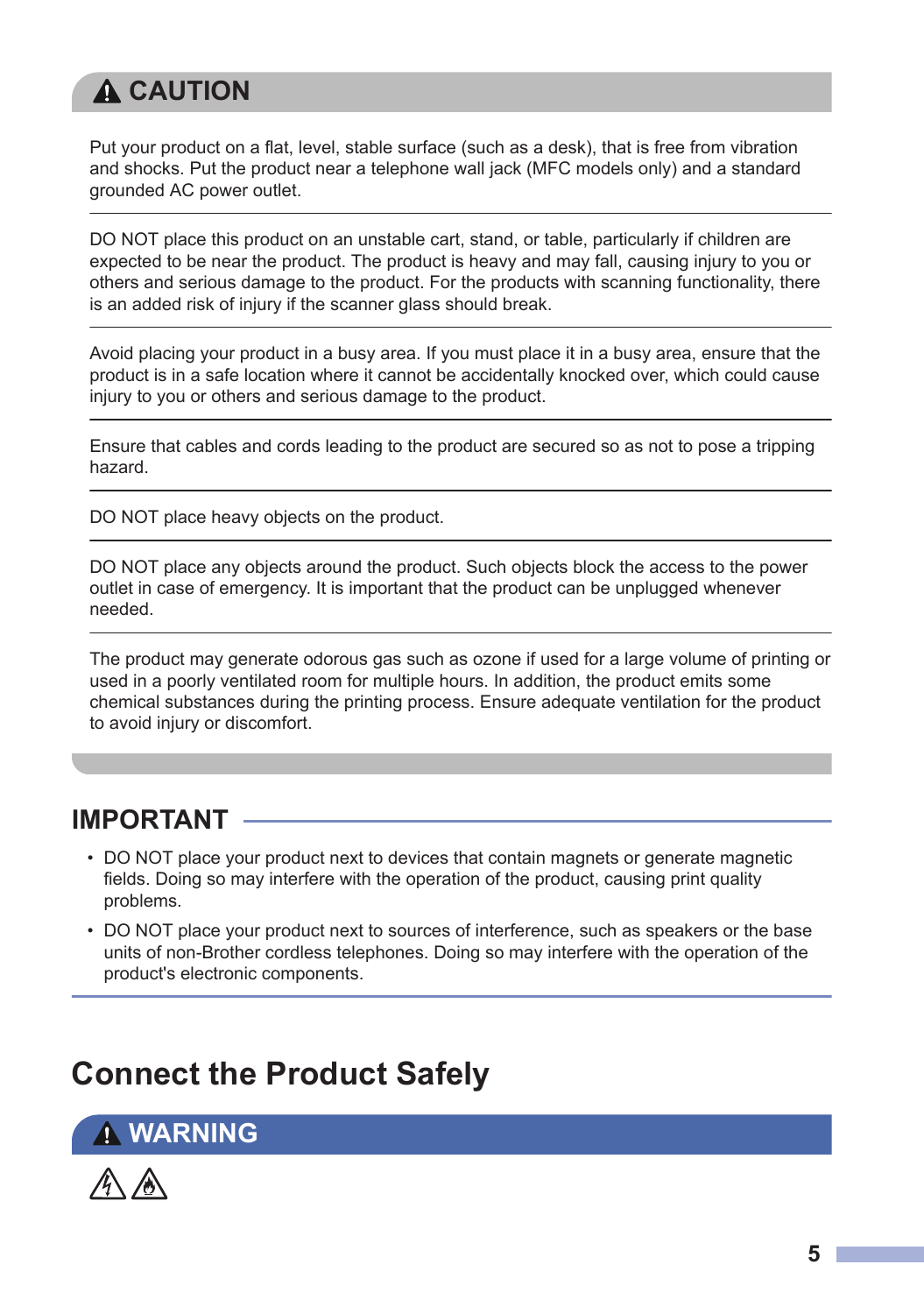## ⚠ CAUTION

Put your product on a flat, level, stable surface (such as a desk), that is free from vibration and shocks. Put the product near a telephone wall jack (MFC models only) and a standard grounded AC power outlet.

DO NOT place this product on an unstable cart, stand, or table, particularly if children are expected to be near the product. The product is heavy and may fall, causing injury to you or others and serious damage to the product. For the products with scanning functionality, there is an added risk of injury if the scanner glass should break.

Avoid placing your product in a busy area. If you must place it in a busy area, ensure that the product is in a safe location where it cannot be accidentally knocked over, which could cause injury to you or others and serious damage to the product.

Ensure that cables and cords leading to the product are secured so as not to pose a tripping hazard.

DO NOT place heavy objects on the product.

DO NOT place any objects around the product. Such objects block the access to the power outlet in case of emergency. It is important that the product can be unplugged whenever needed.

The product may generate odorous gas such as ozone if used for a large volume of printing or used in a poorly ventilated room for multiple hours. In addition, the product emits some chemical substances during the printing process. Ensure adequate ventilation for the product to avoid injury or discomfort.

## IMPORTANT

- DO NOT place your product next to devices that contain magnets or generate magnetic fields. Doing so may interfere with the operation of the product, causing print quality problems.
- DO NOT place your product next to sources of interference, such as speakers or the base units of non-Brother cordless telephones. Doing so may interfere with the operation of the product's electronic components.

# Connect the Product Safely

## ⚠ WARNING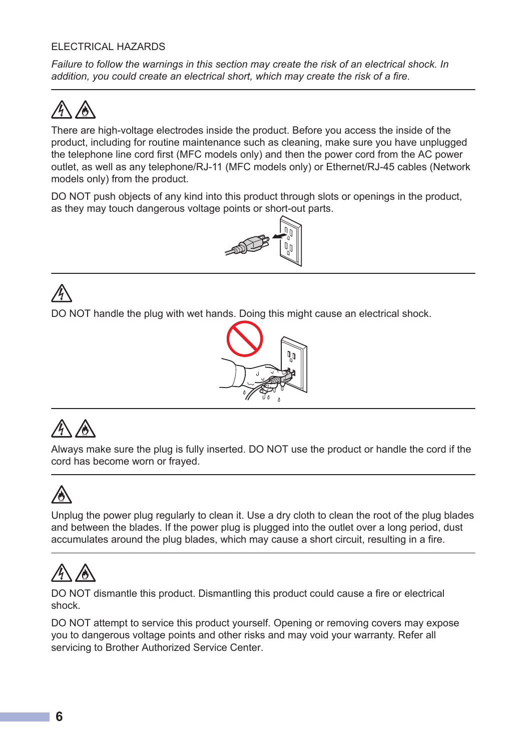ELECTRICAL HAZARDS

*Failure to follow the warnings in this section may create the risk of an electrical shock. In addition, you could create an electrical short, which may create the risk of a fire.*

---

There are high-voltage electrodes inside the product. Before you access the inside of the product, including for routine maintenance such as cleaning, make sure you have unplugged the telephone line cord first (MFC models only) and then the power cord from the AC power outlet, as well as any telephone/RJ-11 (MFC models only) or Ethernet/RJ-45 cables (Network models only) from the product.

DO NOT push objects of any kind into this product through slots or openings in the product, as they may touch dangerous voltage points or short-out parts.

---

DO NOT handle the plug with wet hands. Doing this might cause an electrical shock.

---

Always make sure the plug is fully inserted. DO NOT use the product or handle the cord if the cord has become worn or frayed.

---

Unplug the power plug regularly to clean it. Use a dry cloth to clean the root of the plug blades and between the blades. If the power plug is plugged into the outlet over a long period, dust accumulates around the plug blades, which may cause a short circuit, resulting in a fire.

---

DO NOT dismantle this product. Dismantling this product could cause a fire or electrical shock.

DO NOT attempt to service this product yourself. Opening or removing covers may expose you to dangerous voltage points and other risks and may void your warranty. Refer all servicing to Brother Authorized Service Center.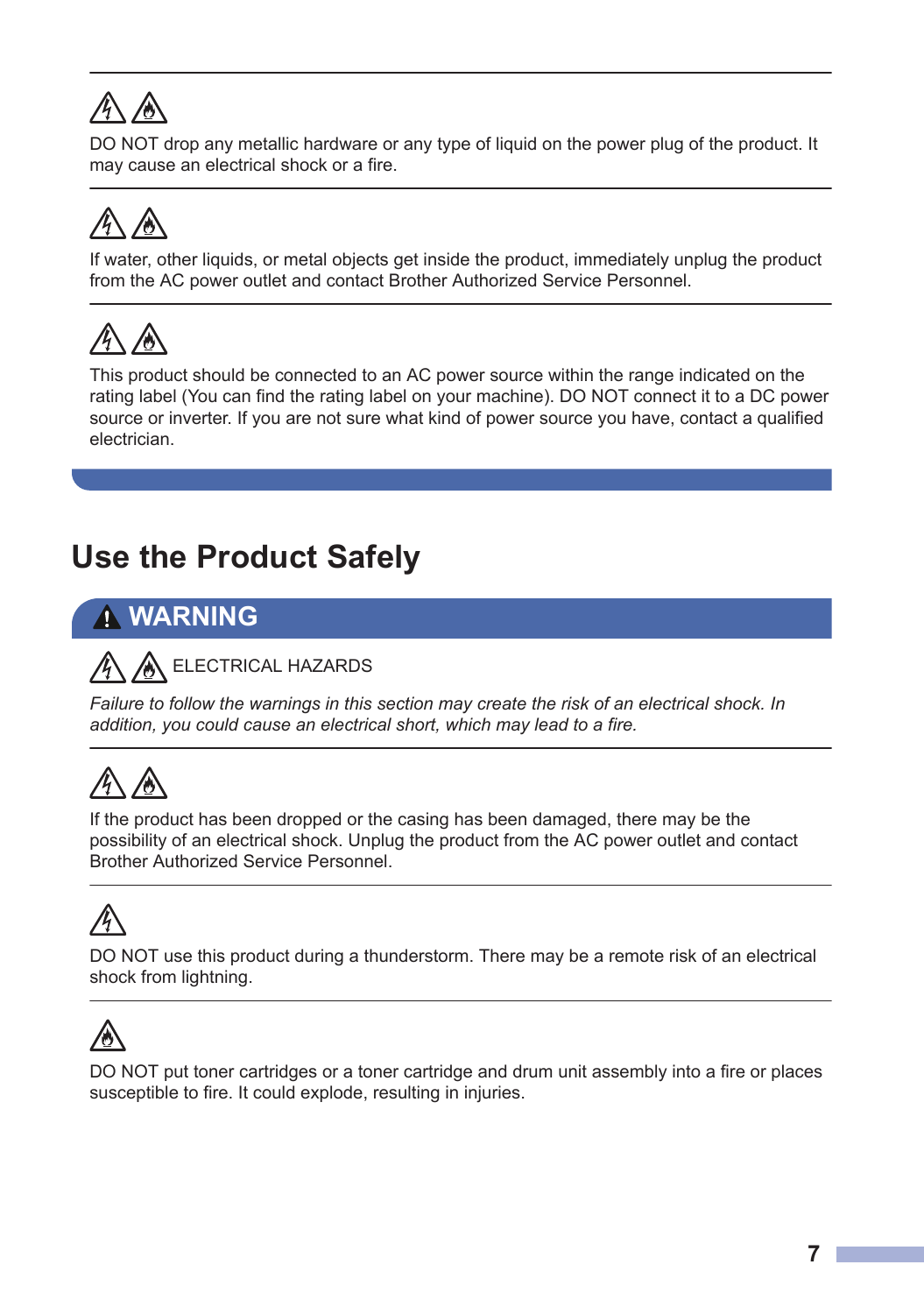DO NOT drop any metallic hardware or any type of liquid on the power plug of the product. It may cause an electrical shock or a fire.

---

If water, other liquids, or metal objects get inside the product, immediately unplug the product from the AC power outlet and contact Brother Authorized Service Personnel.

---

This product should be connected to an AC power source within the range indicated on the rating label (You can find the rating label on your machine). DO NOT connect it to a DC power source or inverter. If you are not sure what kind of power source you have, contact a qualified electrician.

## Use the Product Safely

### WARNING

ELECTRICAL HAZARDS

*Failure to follow the warnings in this section may create the risk of an electrical shock. In addition, you could cause an electrical short, which may lead to a fire.*

---

If the product has been dropped or the casing has been damaged, there may be the possibility of an electrical shock. Unplug the product from the AC power outlet and contact Brother Authorized Service Personnel.

---

DO NOT use this product during a thunderstorm. There may be a remote risk of an electrical shock from lightning.

---

DO NOT put toner cartridges or a toner cartridge and drum unit assembly into a fire or places susceptible to fire. It could explode, resulting in injuries.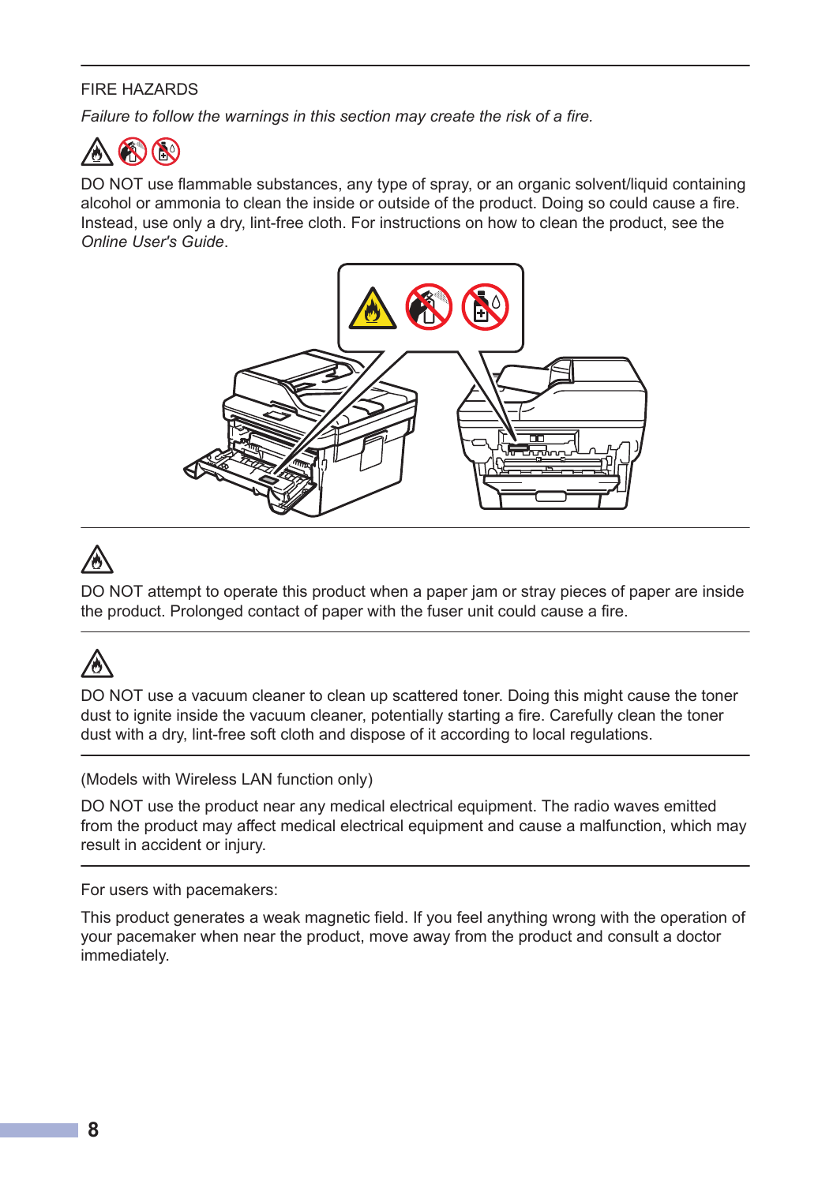FIRE HAZARDS

*Failure to follow the warnings in this section may create the risk of a fire.*

DO NOT use flammable substances, any type of spray, or an organic solvent/liquid containing alcohol or ammonia to clean the inside or outside of the product. Doing so could cause a fire. Instead, use only a dry, lint-free cloth. For instructions on how to clean the product, see the *Online User's Guide*.

---

DO NOT attempt to operate this product when a paper jam or stray pieces of paper are inside the product. Prolonged contact of paper with the fuser unit could cause a fire.

---

DO NOT use a vacuum cleaner to clean up scattered toner. Doing this might cause the toner dust to ignite inside the vacuum cleaner, potentially starting a fire. Carefully clean the toner dust with a dry, lint-free soft cloth and dispose of it according to local regulations.

---

(Models with Wireless LAN function only)

DO NOT use the product near any medical electrical equipment. The radio waves emitted from the product may affect medical electrical equipment and cause a malfunction, which may result in accident or injury.

---

For users with pacemakers:

This product generates a weak magnetic field. If you feel anything wrong with the operation of your pacemaker when near the product, move away from the product and consult a doctor immediately.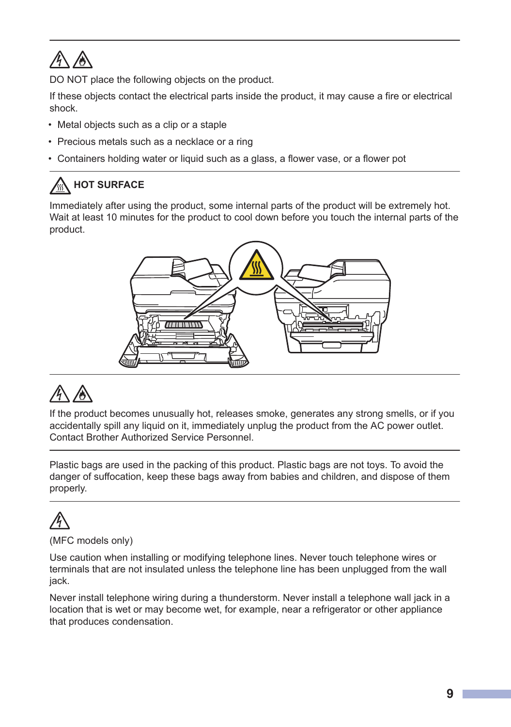DO NOT place the following objects on the product.

If these objects contact the electrical parts inside the product, it may cause a fire or electrical shock.

- Metal objects such as a clip or a staple
- Precious metals such as a necklace or a ring
- Containers holding water or liquid such as a glass, a flower vase, or a flower pot

---

**HOT SURFACE**

Immediately after using the product, some internal parts of the product will be extremely hot. Wait at least 10 minutes for the product to cool down before you touch the internal parts of the product.

---

If the product becomes unusually hot, releases smoke, generates any strong smells, or if you accidentally spill any liquid on it, immediately unplug the product from the AC power outlet. Contact Brother Authorized Service Personnel.

---

Plastic bags are used in the packing of this product. Plastic bags are not toys. To avoid the danger of suffocation, keep these bags away from babies and children, and dispose of them properly.

---

(MFC models only)

Use caution when installing or modifying telephone lines. Never touch telephone wires or terminals that are not insulated unless the telephone line has been unplugged from the wall jack.

Never install telephone wiring during a thunderstorm. Never install a telephone wall jack in a location that is wet or may become wet, for example, near a refrigerator or other appliance that produces condensation.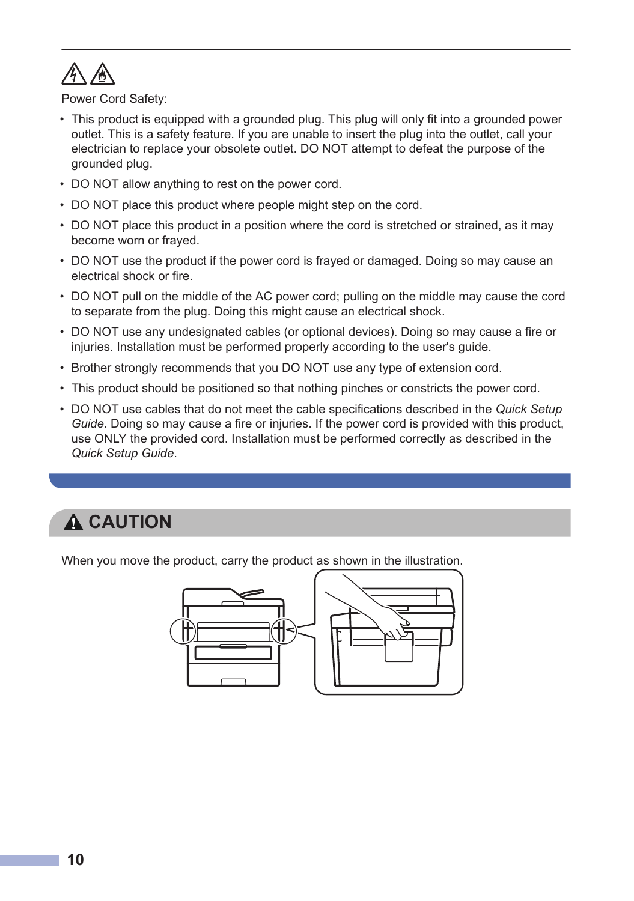Power Cord Safety:

- This product is equipped with a grounded plug. This plug will only fit into a grounded power outlet. This is a safety feature. If you are unable to insert the plug into the outlet, call your electrician to replace your obsolete outlet. DO NOT attempt to defeat the purpose of the grounded plug.
- DO NOT allow anything to rest on the power cord.
- DO NOT place this product where people might step on the cord.
- DO NOT place this product in a position where the cord is stretched or strained, as it may become worn or frayed.
- DO NOT use the product if the power cord is frayed or damaged. Doing so may cause an electrical shock or fire.
- DO NOT pull on the middle of the AC power cord; pulling on the middle may cause the cord to separate from the plug. Doing this might cause an electrical shock.
- DO NOT use any undesignated cables (or optional devices). Doing so may cause a fire or injuries. Installation must be performed properly according to the user's guide.
- Brother strongly recommends that you DO NOT use any type of extension cord.
- This product should be positioned so that nothing pinches or constricts the power cord.
- DO NOT use cables that do not meet the cable specifications described in the *Quick Setup Guide*. Doing so may cause a fire or injuries. If the power cord is provided with this product, use ONLY the provided cord. Installation must be performed correctly as described in the *Quick Setup Guide*.

## CAUTION

When you move the product, carry the product as shown in the illustration.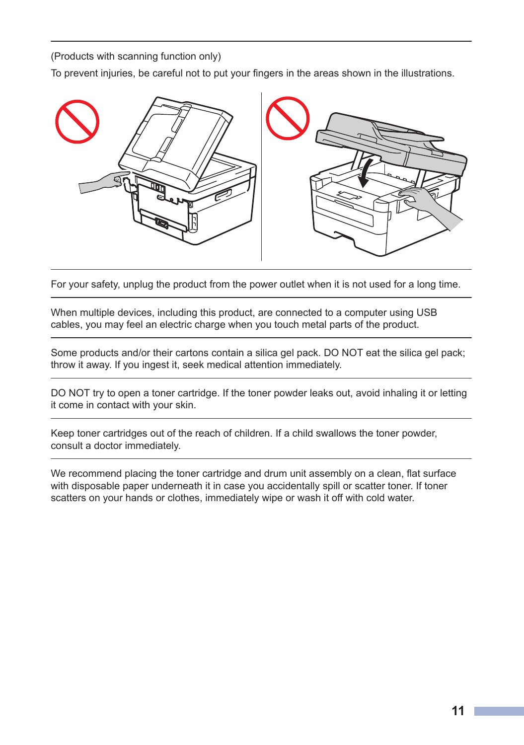(Products with scanning function only)

To prevent injuries, be careful not to put your fingers in the areas shown in the illustrations.

---

For your safety, unplug the product from the power outlet when it is not used for a long time.

---

When multiple devices, including this product, are connected to a computer using USB cables, you may feel an electric charge when you touch metal parts of the product.

---

Some products and/or their cartons contain a silica gel pack. DO NOT eat the silica gel pack; throw it away. If you ingest it, seek medical attention immediately.

---

DO NOT try to open a toner cartridge. If the toner powder leaks out, avoid inhaling it or letting it come in contact with your skin.

---

Keep toner cartridges out of the reach of children. If a child swallows the toner powder, consult a doctor immediately.

---

We recommend placing the toner cartridge and drum unit assembly on a clean, flat surface with disposable paper underneath it in case you accidentally spill or scatter toner. If toner scatters on your hands or clothes, immediately wipe or wash it off with cold water.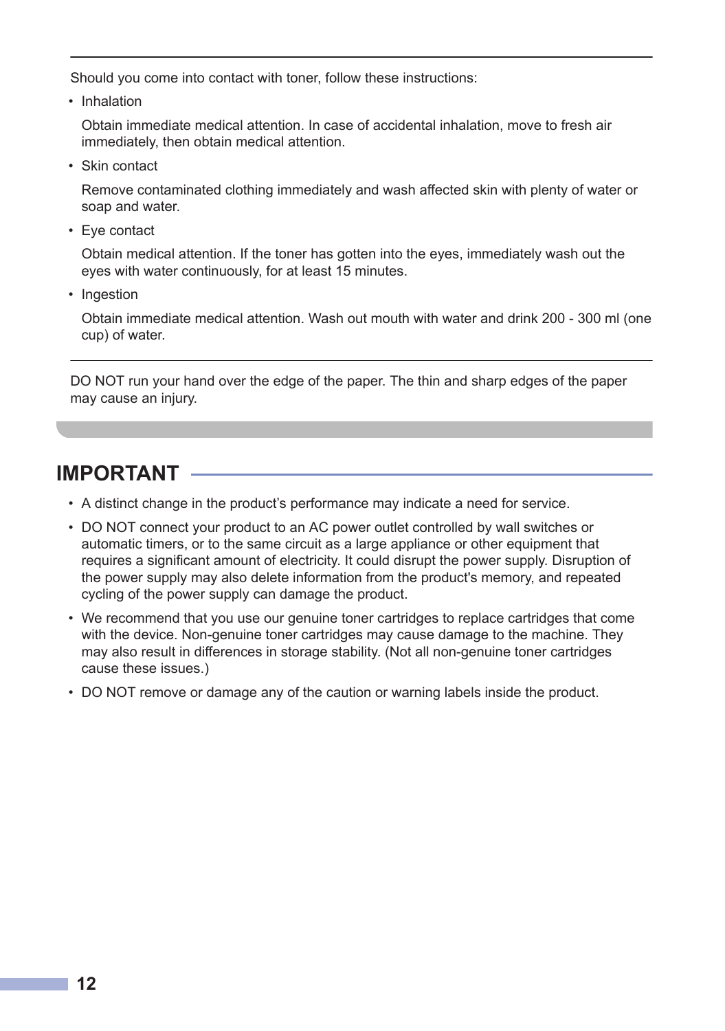Should you come into contact with toner, follow these instructions:

- Inhalation

  Obtain immediate medical attention. In case of accidental inhalation, move to fresh air immediately, then obtain medical attention.

- Skin contact

  Remove contaminated clothing immediately and wash affected skin with plenty of water or soap and water.

- Eye contact

  Obtain medical attention. If the toner has gotten into the eyes, immediately wash out the eyes with water continuously, for at least 15 minutes.

- Ingestion

  Obtain immediate medical attention. Wash out mouth with water and drink 200 - 300 ml (one cup) of water.

---

DO NOT run your hand over the edge of the paper. The thin and sharp edges of the paper may cause an injury.

## IMPORTANT

- A distinct change in the product's performance may indicate a need for service.
- DO NOT connect your product to an AC power outlet controlled by wall switches or automatic timers, or to the same circuit as a large appliance or other equipment that requires a significant amount of electricity. It could disrupt the power supply. Disruption of the power supply may also delete information from the product's memory, and repeated cycling of the power supply can damage the product.
- We recommend that you use our genuine toner cartridges to replace cartridges that come with the device. Non-genuine toner cartridges may cause damage to the machine. They may also result in differences in storage stability. (Not all non-genuine toner cartridges cause these issues.)
- DO NOT remove or damage any of the caution or warning labels inside the product.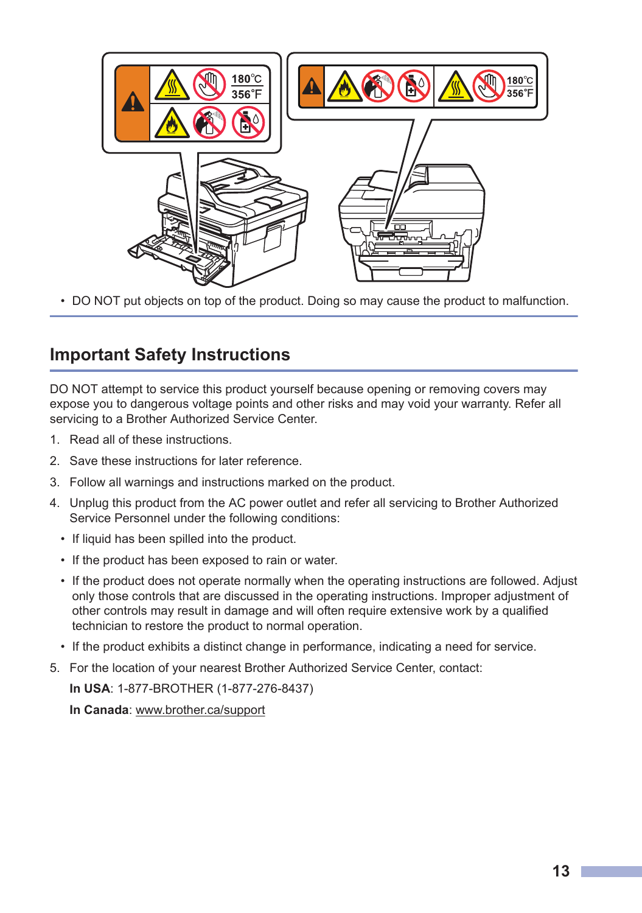- DO NOT put objects on top of the product. Doing so may cause the product to malfunction.

## Important Safety Instructions

DO NOT attempt to service this product yourself because opening or removing covers may expose you to dangerous voltage points and other risks and may void your warranty. Refer all servicing to a Brother Authorized Service Center.

1. Read all of these instructions.
2. Save these instructions for later reference.
3. Follow all warnings and instructions marked on the product.
4. Unplug this product from the AC power outlet and refer all servicing to Brother Authorized Service Personnel under the following conditions:
   - If liquid has been spilled into the product.
   - If the product has been exposed to rain or water.
   - If the product does not operate normally when the operating instructions are followed. Adjust only those controls that are discussed in the operating instructions. Improper adjustment of other controls may result in damage and will often require extensive work by a qualified technician to restore the product to normal operation.
   - If the product exhibits a distinct change in performance, indicating a need for service.
5. For the location of your nearest Brother Authorized Service Center, contact:

   **In USA**: 1-877-BROTHER (1-877-276-8437)

   **In Canada**: www.brother.ca/support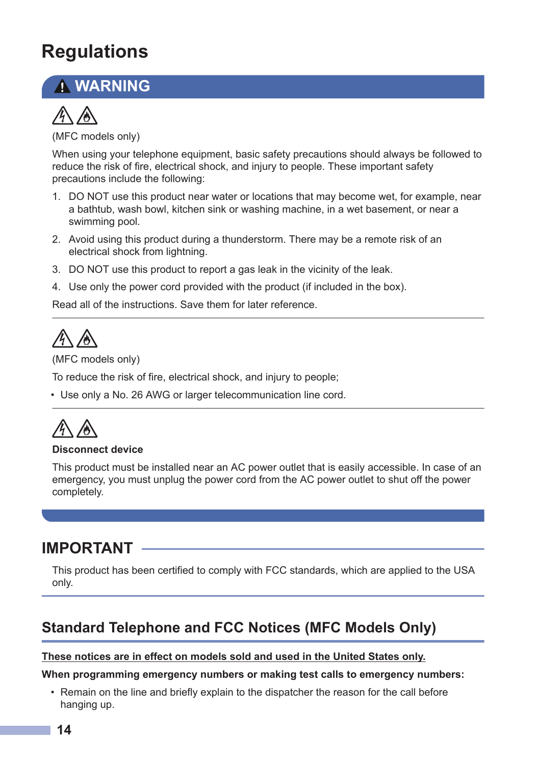# Regulations

## ⚠ WARNING

(MFC models only)

When using your telephone equipment, basic safety precautions should always be followed to reduce the risk of fire, electrical shock, and injury to people. These important safety precautions include the following:

1. DO NOT use this product near water or locations that may become wet, for example, near a bathtub, wash bowl, kitchen sink or washing machine, in a wet basement, or near a swimming pool.
2. Avoid using this product during a thunderstorm. There may be a remote risk of an electrical shock from lightning.
3. DO NOT use this product to report a gas leak in the vicinity of the leak.
4. Use only the power cord provided with the product (if included in the box).

Read all of the instructions. Save them for later reference.

---

(MFC models only)

To reduce the risk of fire, electrical shock, and injury to people;

- Use only a No. 26 AWG or larger telecommunication line cord.

---

**Disconnect device**

This product must be installed near an AC power outlet that is easily accessible. In case of an emergency, you must unplug the power cord from the AC power outlet to shut off the power completely.

## IMPORTANT

This product has been certified to comply with FCC standards, which are applied to the USA only.

## Standard Telephone and FCC Notices (MFC Models Only)

**These notices are in effect on models sold and used in the United States only.**

**When programming emergency numbers or making test calls to emergency numbers:**

- Remain on the line and briefly explain to the dispatcher the reason for the call before hanging up.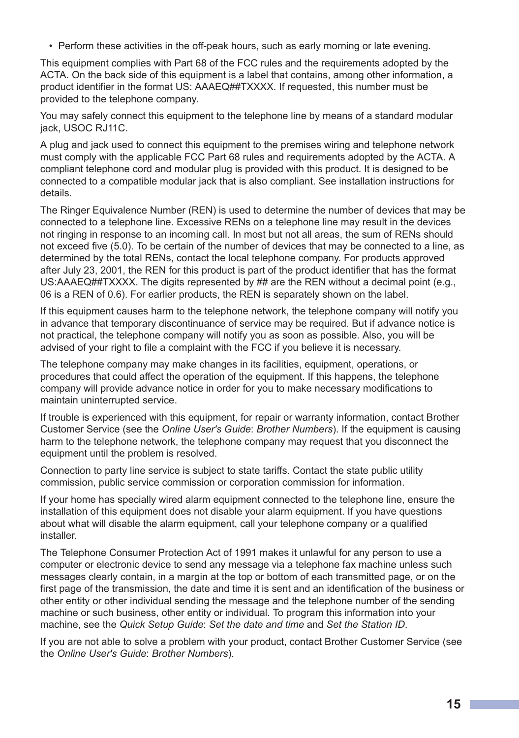- Perform these activities in the off-peak hours, such as early morning or late evening.

This equipment complies with Part 68 of the FCC rules and the requirements adopted by the ACTA. On the back side of this equipment is a label that contains, among other information, a product identifier in the format US: AAAEQ##TXXXX. If requested, this number must be provided to the telephone company.

You may safely connect this equipment to the telephone line by means of a standard modular jack, USOC RJ11C.

A plug and jack used to connect this equipment to the premises wiring and telephone network must comply with the applicable FCC Part 68 rules and requirements adopted by the ACTA. A compliant telephone cord and modular plug is provided with this product. It is designed to be connected to a compatible modular jack that is also compliant. See installation instructions for details.

The Ringer Equivalence Number (REN) is used to determine the number of devices that may be connected to a telephone line. Excessive RENs on a telephone line may result in the devices not ringing in response to an incoming call. In most but not all areas, the sum of RENs should not exceed five (5.0). To be certain of the number of devices that may be connected to a line, as determined by the total RENs, contact the local telephone company. For products approved after July 23, 2001, the REN for this product is part of the product identifier that has the format US:AAAEQ##TXXXX. The digits represented by ## are the REN without a decimal point (e.g., 06 is a REN of 0.6). For earlier products, the REN is separately shown on the label.

If this equipment causes harm to the telephone network, the telephone company will notify you in advance that temporary discontinuance of service may be required. But if advance notice is not practical, the telephone company will notify you as soon as possible. Also, you will be advised of your right to file a complaint with the FCC if you believe it is necessary.

The telephone company may make changes in its facilities, equipment, operations, or procedures that could affect the operation of the equipment. If this happens, the telephone company will provide advance notice in order for you to make necessary modifications to maintain uninterrupted service.

If trouble is experienced with this equipment, for repair or warranty information, contact Brother Customer Service (see the *Online User's Guide*: *Brother Numbers*). If the equipment is causing harm to the telephone network, the telephone company may request that you disconnect the equipment until the problem is resolved.

Connection to party line service is subject to state tariffs. Contact the state public utility commission, public service commission or corporation commission for information.

If your home has specially wired alarm equipment connected to the telephone line, ensure the installation of this equipment does not disable your alarm equipment. If you have questions about what will disable the alarm equipment, call your telephone company or a qualified installer.

The Telephone Consumer Protection Act of 1991 makes it unlawful for any person to use a computer or electronic device to send any message via a telephone fax machine unless such messages clearly contain, in a margin at the top or bottom of each transmitted page, or on the first page of the transmission, the date and time it is sent and an identification of the business or other entity or other individual sending the message and the telephone number of the sending machine or such business, other entity or individual. To program this information into your machine, see the *Quick Setup Guide*: *Set the date and time* and *Set the Station ID*.

If you are not able to solve a problem with your product, contact Brother Customer Service (see the *Online User's Guide*: *Brother Numbers*).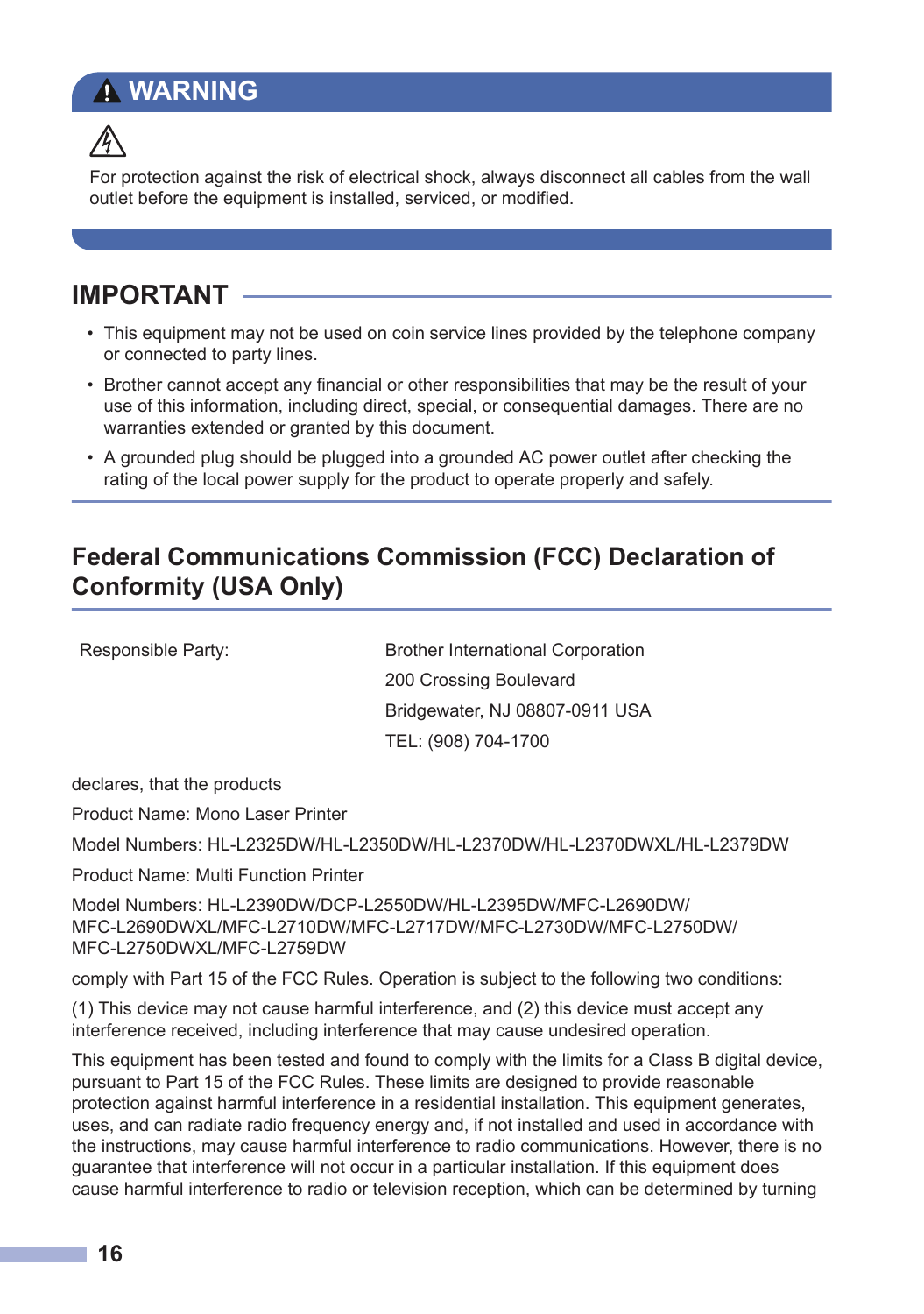## ⚠ WARNING

For protection against the risk of electrical shock, always disconnect all cables from the wall outlet before the equipment is installed, serviced, or modified.

## IMPORTANT

- This equipment may not be used on coin service lines provided by the telephone company or connected to party lines.
- Brother cannot accept any financial or other responsibilities that may be the result of your use of this information, including direct, special, or consequential damages. There are no warranties extended or granted by this document.
- A grounded plug should be plugged into a grounded AC power outlet after checking the rating of the local power supply for the product to operate properly and safely.

## Federal Communications Commission (FCC) Declaration of Conformity (USA Only)

| Responsible Party: | Brother International Corporation<br>200 Crossing Boulevard<br>Bridgewater, NJ 08807-0911 USA<br>TEL: (908) 704-1700 |
|---|---|

declares, that the products

Product Name: Mono Laser Printer

Model Numbers: HL-L2325DW/HL-L2350DW/HL-L2370DW/HL-L2370DWXL/HL-L2379DW

Product Name: Multi Function Printer

Model Numbers: HL-L2390DW/DCP-L2550DW/HL-L2395DW/MFC-L2690DW/MFC-L2690DWXL/MFC-L2710DW/MFC-L2717DW/MFC-L2730DW/MFC-L2750DW/MFC-L2750DWXL/MFC-L2759DW

comply with Part 15 of the FCC Rules. Operation is subject to the following two conditions:

(1) This device may not cause harmful interference, and (2) this device must accept any interference received, including interference that may cause undesired operation.

This equipment has been tested and found to comply with the limits for a Class B digital device, pursuant to Part 15 of the FCC Rules. These limits are designed to provide reasonable protection against harmful interference in a residential installation. This equipment generates, uses, and can radiate radio frequency energy and, if not installed and used in accordance with the instructions, may cause harmful interference to radio communications. However, there is no guarantee that interference will not occur in a particular installation. If this equipment does cause harmful interference to radio or television reception, which can be determined by turning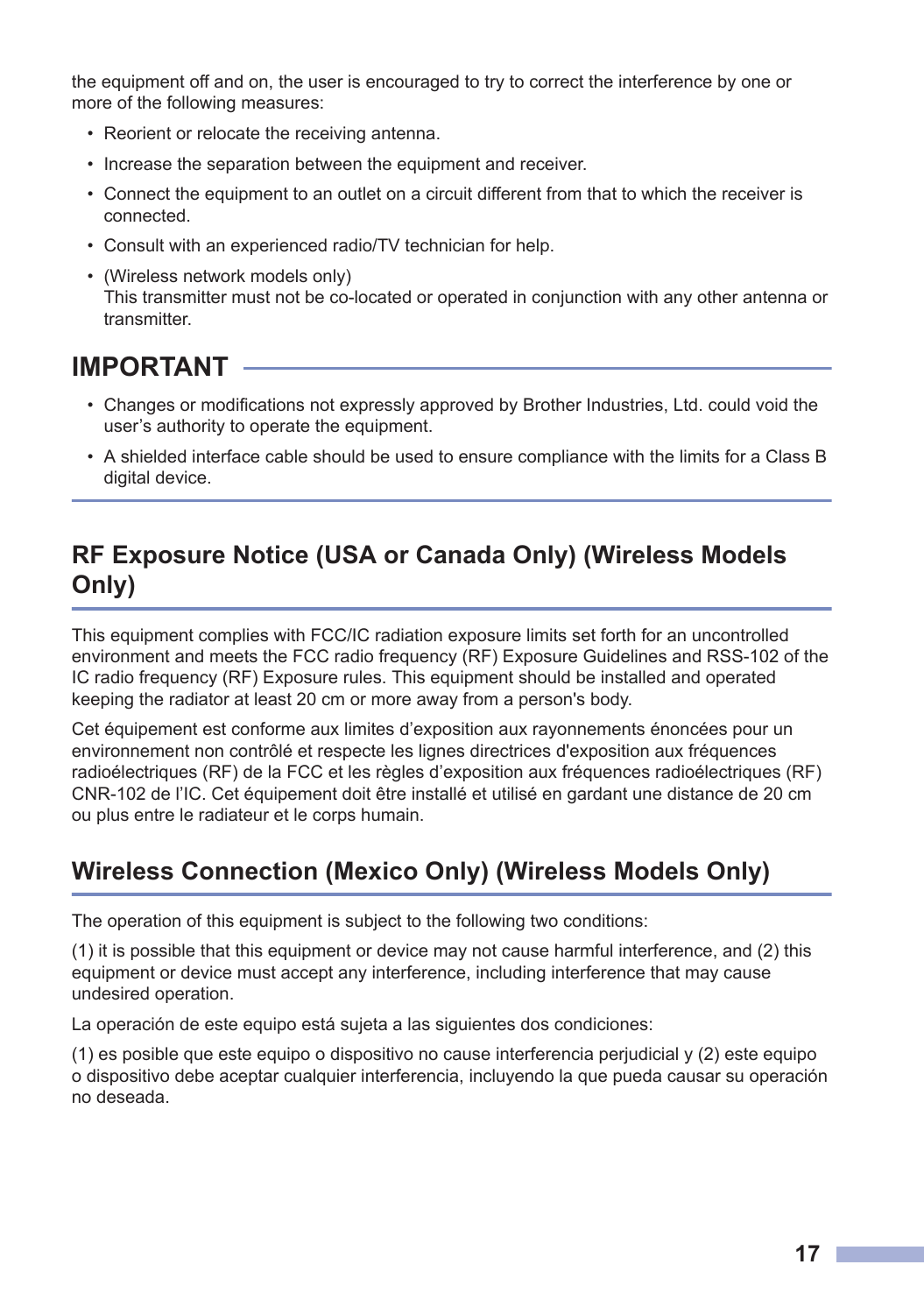the equipment off and on, the user is encouraged to try to correct the interference by one or more of the following measures:

- Reorient or relocate the receiving antenna.
- Increase the separation between the equipment and receiver.
- Connect the equipment to an outlet on a circuit different from that to which the receiver is connected.
- Consult with an experienced radio/TV technician for help.
- (Wireless network models only)
  This transmitter must not be co-located or operated in conjunction with any other antenna or transmitter.

## IMPORTANT

- Changes or modifications not expressly approved by Brother Industries, Ltd. could void the user's authority to operate the equipment.
- A shielded interface cable should be used to ensure compliance with the limits for a Class B digital device.

## RF Exposure Notice (USA or Canada Only) (Wireless Models Only)

This equipment complies with FCC/IC radiation exposure limits set forth for an uncontrolled environment and meets the FCC radio frequency (RF) Exposure Guidelines and RSS-102 of the IC radio frequency (RF) Exposure rules. This equipment should be installed and operated keeping the radiator at least 20 cm or more away from a person's body.

Cet équipement est conforme aux limites d'exposition aux rayonnements énoncées pour un environnement non contrôlé et respecte les lignes directrices d'exposition aux fréquences radioélectriques (RF) de la FCC et les règles d'exposition aux fréquences radioélectriques (RF) CNR-102 de l'IC. Cet équipement doit être installé et utilisé en gardant une distance de 20 cm ou plus entre le radiateur et le corps humain.

## Wireless Connection (Mexico Only) (Wireless Models Only)

The operation of this equipment is subject to the following two conditions:

(1) it is possible that this equipment or device may not cause harmful interference, and (2) this equipment or device must accept any interference, including interference that may cause undesired operation.

La operación de este equipo está sujeta a las siguientes dos condiciones:

(1) es posible que este equipo o dispositivo no cause interferencia perjudicial y (2) este equipo o dispositivo debe aceptar cualquier interferencia, incluyendo la que pueda causar su operación no deseada.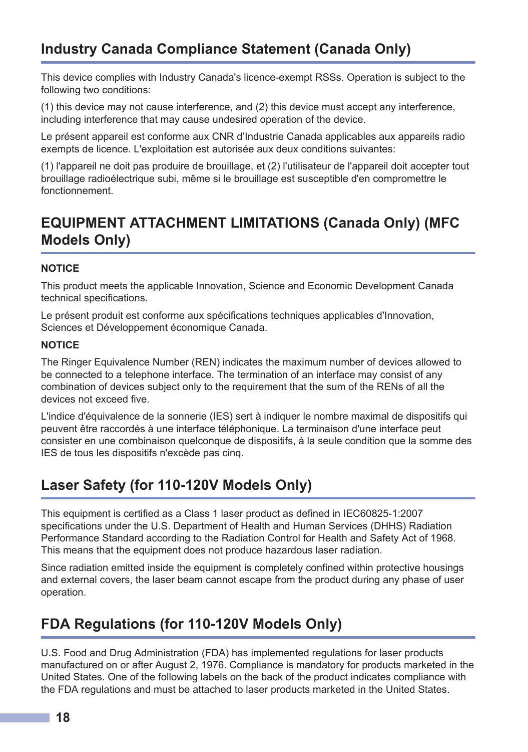## Industry Canada Compliance Statement (Canada Only)

This device complies with Industry Canada's licence-exempt RSSs. Operation is subject to the following two conditions:

(1) this device may not cause interference, and (2) this device must accept any interference, including interference that may cause undesired operation of the device.

Le présent appareil est conforme aux CNR d'Industrie Canada applicables aux appareils radio exempts de licence. L'exploitation est autorisée aux deux conditions suivantes:

(1) l'appareil ne doit pas produire de brouillage, et (2) l'utilisateur de l'appareil doit accepter tout brouillage radioélectrique subi, même si le brouillage est susceptible d'en compromettre le fonctionnement.

## EQUIPMENT ATTACHMENT LIMITATIONS (Canada Only) (MFC Models Only)

**NOTICE**

This product meets the applicable Innovation, Science and Economic Development Canada technical specifications.

Le présent produit est conforme aux spécifications techniques applicables d'Innovation, Sciences et Développement économique Canada.

**NOTICE**

The Ringer Equivalence Number (REN) indicates the maximum number of devices allowed to be connected to a telephone interface. The termination of an interface may consist of any combination of devices subject only to the requirement that the sum of the RENs of all the devices not exceed five.

L'indice d'équivalence de la sonnerie (IES) sert à indiquer le nombre maximal de dispositifs qui peuvent être raccordés à une interface téléphonique. La terminaison d'une interface peut consister en une combinaison quelconque de dispositifs, à la seule condition que la somme des IES de tous les dispositifs n'excède pas cinq.

## Laser Safety (for 110-120V Models Only)

This equipment is certified as a Class 1 laser product as defined in IEC60825-1:2007 specifications under the U.S. Department of Health and Human Services (DHHS) Radiation Performance Standard according to the Radiation Control for Health and Safety Act of 1968. This means that the equipment does not produce hazardous laser radiation.

Since radiation emitted inside the equipment is completely confined within protective housings and external covers, the laser beam cannot escape from the product during any phase of user operation.

## FDA Regulations (for 110-120V Models Only)

U.S. Food and Drug Administration (FDA) has implemented regulations for laser products manufactured on or after August 2, 1976. Compliance is mandatory for products marketed in the United States. One of the following labels on the back of the product indicates compliance with the FDA regulations and must be attached to laser products marketed in the United States.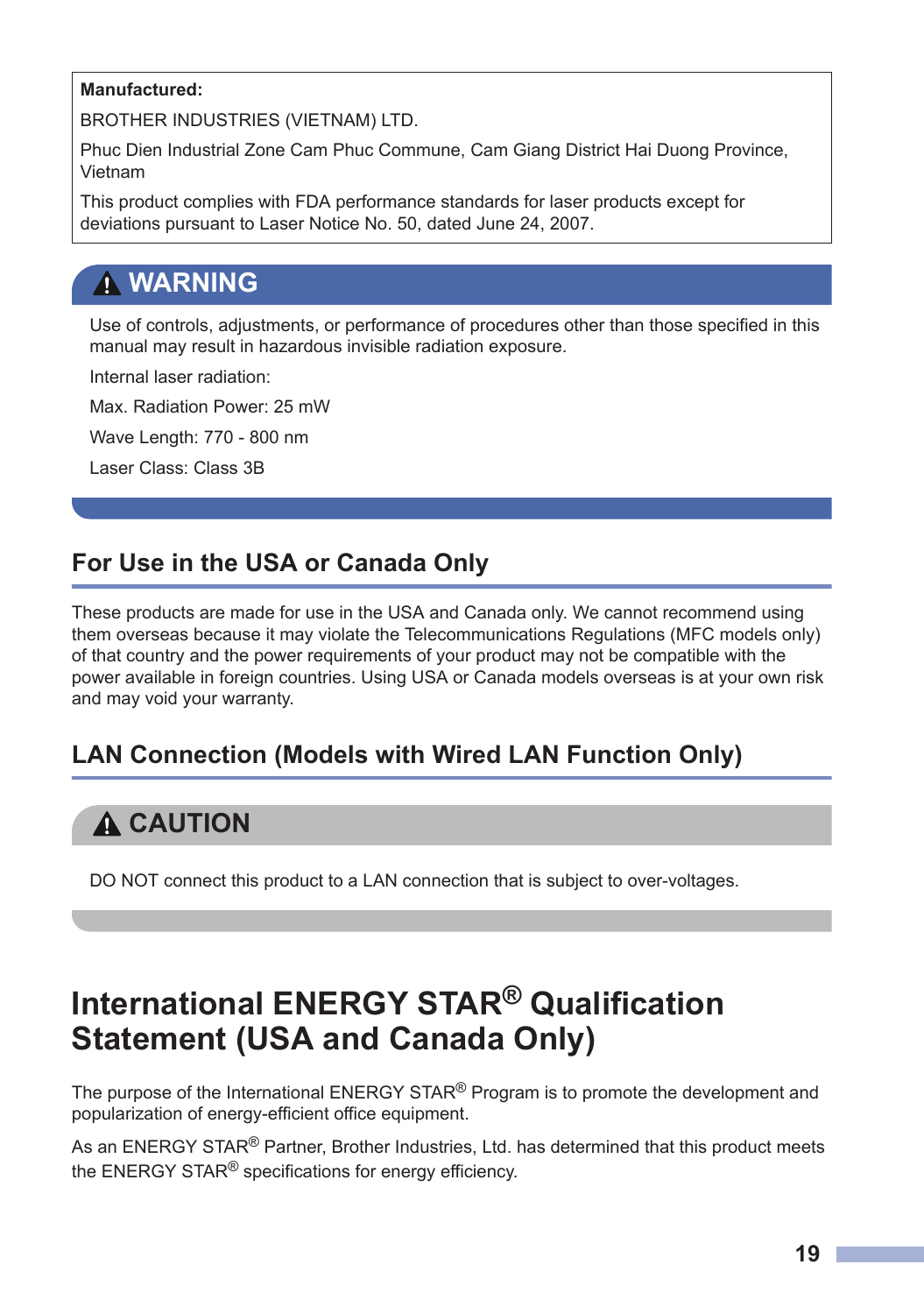**Manufactured:**

BROTHER INDUSTRIES (VIETNAM) LTD.

Phuc Dien Industrial Zone Cam Phuc Commune, Cam Giang District Hai Duong Province, Vietnam

This product complies with FDA performance standards for laser products except for deviations pursuant to Laser Notice No. 50, dated June 24, 2007.

**⚠ WARNING**

Use of controls, adjustments, or performance of procedures other than those specified in this manual may result in hazardous invisible radiation exposure.

Internal laser radiation:

Max. Radiation Power: 25 mW

Wave Length: 770 - 800 nm

Laser Class: Class 3B

## For Use in the USA or Canada Only

These products are made for use in the USA and Canada only. We cannot recommend using them overseas because it may violate the Telecommunications Regulations (MFC models only) of that country and the power requirements of your product may not be compatible with the power available in foreign countries. Using USA or Canada models overseas is at your own risk and may void your warranty.

## LAN Connection (Models with Wired LAN Function Only)

**⚠ CAUTION**

DO NOT connect this product to a LAN connection that is subject to over-voltages.

# International ENERGY STAR® Qualification Statement (USA and Canada Only)

The purpose of the International ENERGY STAR® Program is to promote the development and popularization of energy-efficient office equipment.

As an ENERGY STAR® Partner, Brother Industries, Ltd. has determined that this product meets the ENERGY STAR® specifications for energy efficiency.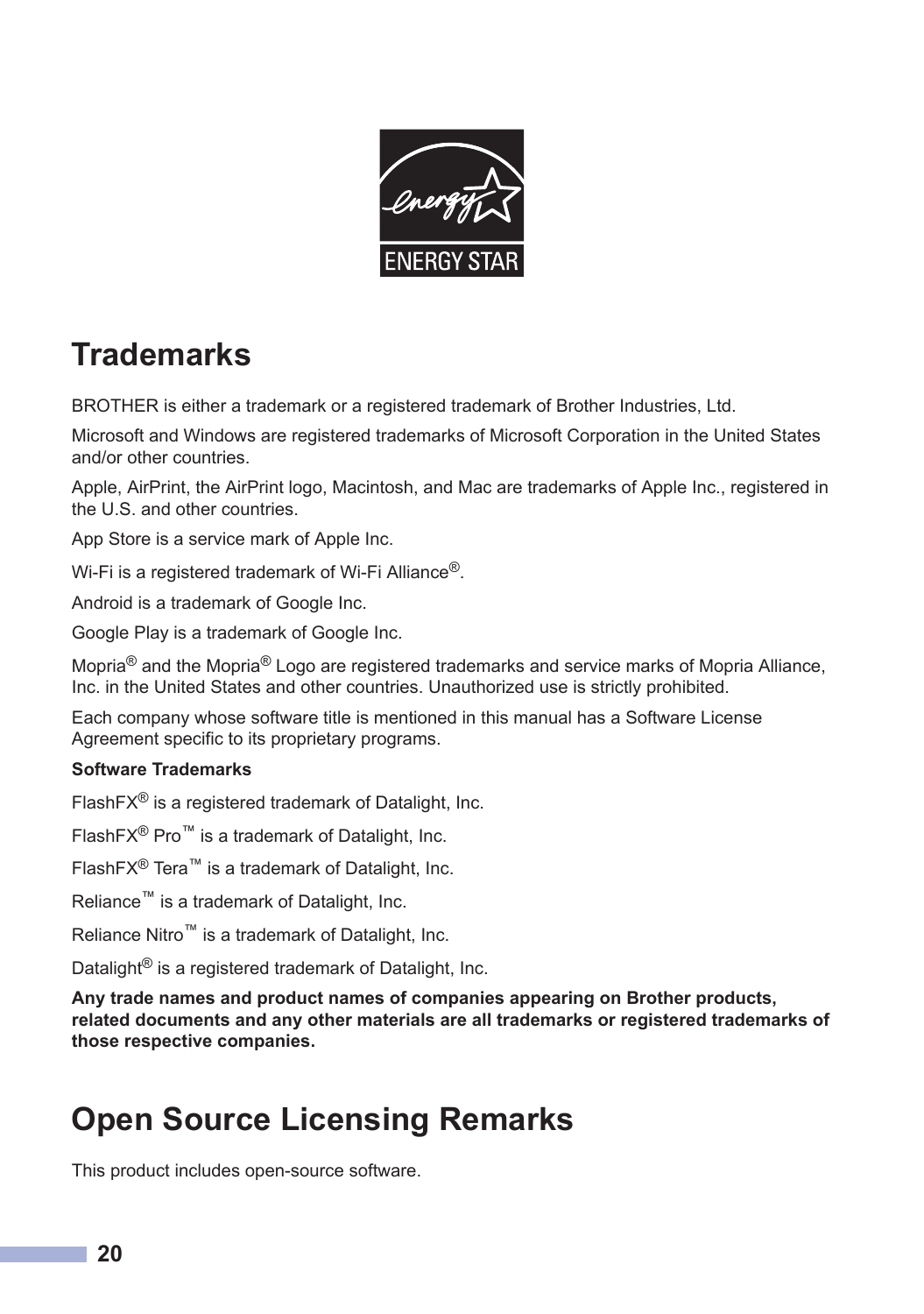## Trademarks

BROTHER is either a trademark or a registered trademark of Brother Industries, Ltd.

Microsoft and Windows are registered trademarks of Microsoft Corporation in the United States and/or other countries.

Apple, AirPrint, the AirPrint logo, Macintosh, and Mac are trademarks of Apple Inc., registered in the U.S. and other countries.

App Store is a service mark of Apple Inc.

Wi-Fi is a registered trademark of Wi-Fi Alliance®.

Android is a trademark of Google Inc.

Google Play is a trademark of Google Inc.

Mopria® and the Mopria® Logo are registered trademarks and service marks of Mopria Alliance, Inc. in the United States and other countries. Unauthorized use is strictly prohibited.

Each company whose software title is mentioned in this manual has a Software License Agreement specific to its proprietary programs.

**Software Trademarks**

FlashFX® is a registered trademark of Datalight, Inc.

FlashFX® Pro™ is a trademark of Datalight, Inc.

FlashFX® Tera™ is a trademark of Datalight, Inc.

Reliance™ is a trademark of Datalight, Inc.

Reliance Nitro™ is a trademark of Datalight, Inc.

Datalight® is a registered trademark of Datalight, Inc.

**Any trade names and product names of companies appearing on Brother products, related documents and any other materials are all trademarks or registered trademarks of those respective companies.**

## Open Source Licensing Remarks

This product includes open-source software.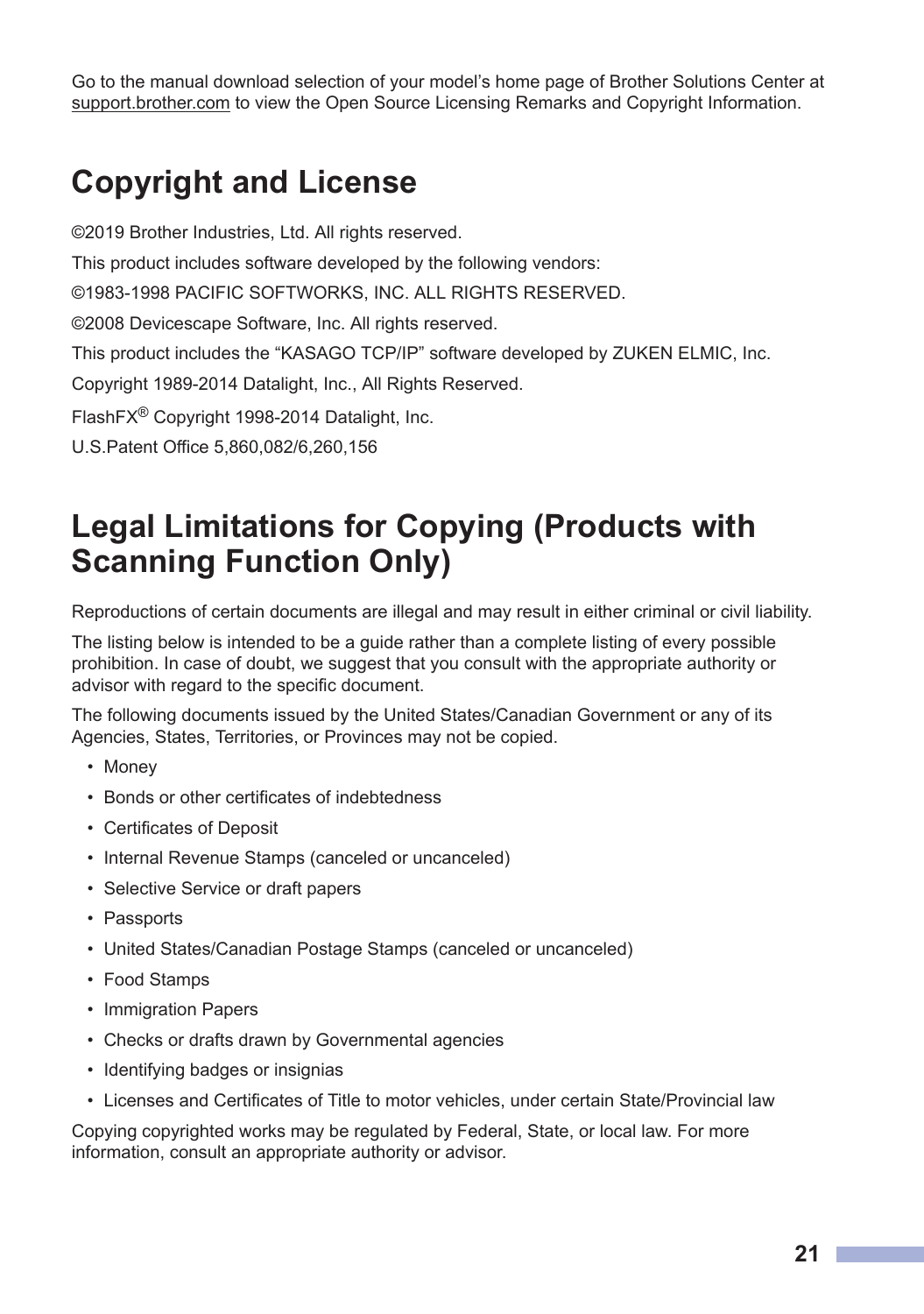Go to the manual download selection of your model's home page of Brother Solutions Center at support.brother.com to view the Open Source Licensing Remarks and Copyright Information.

## Copyright and License

©2019 Brother Industries, Ltd. All rights reserved.

This product includes software developed by the following vendors:

©1983-1998 PACIFIC SOFTWORKS, INC. ALL RIGHTS RESERVED.

©2008 Devicescape Software, Inc. All rights reserved.

This product includes the "KASAGO TCP/IP" software developed by ZUKEN ELMIC, Inc.

Copyright 1989-2014 Datalight, Inc., All Rights Reserved.

FlashFX® Copyright 1998-2014 Datalight, Inc.

U.S.Patent Office 5,860,082/6,260,156

## Legal Limitations for Copying (Products with Scanning Function Only)

Reproductions of certain documents are illegal and may result in either criminal or civil liability.

The listing below is intended to be a guide rather than a complete listing of every possible prohibition. In case of doubt, we suggest that you consult with the appropriate authority or advisor with regard to the specific document.

The following documents issued by the United States/Canadian Government or any of its Agencies, States, Territories, or Provinces may not be copied.

- Money
- Bonds or other certificates of indebtedness
- Certificates of Deposit
- Internal Revenue Stamps (canceled or uncanceled)
- Selective Service or draft papers
- Passports
- United States/Canadian Postage Stamps (canceled or uncanceled)
- Food Stamps
- Immigration Papers
- Checks or drafts drawn by Governmental agencies
- Identifying badges or insignias
- Licenses and Certificates of Title to motor vehicles, under certain State/Provincial law

Copying copyrighted works may be regulated by Federal, State, or local law. For more information, consult an appropriate authority or advisor.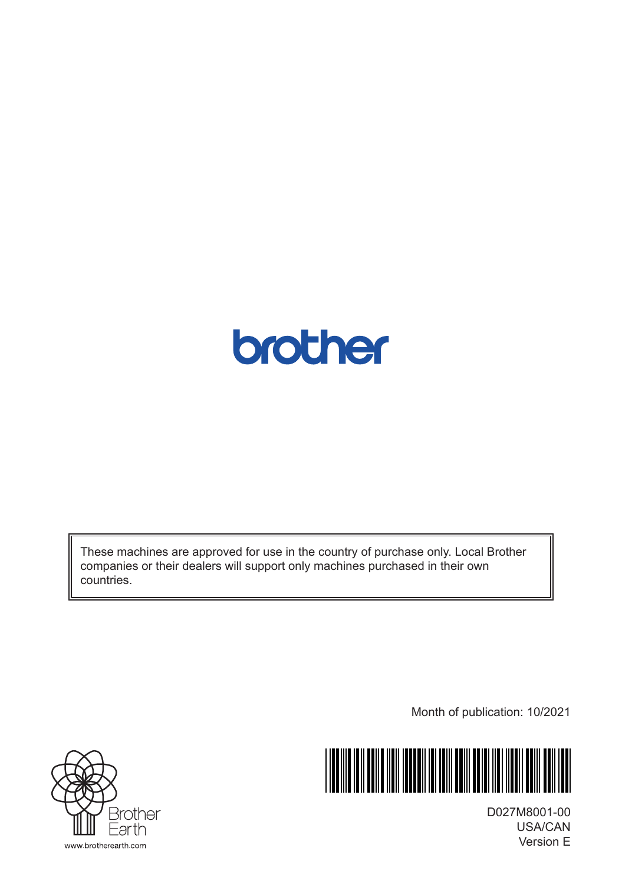brother

These machines are approved for use in the country of purchase only. Local Brother companies or their dealers will support only machines purchased in their own countries.

Month of publication: 10/2021

Brother Earth
www.brotherearth.com

D027M8001-00
USA/CAN
Version E